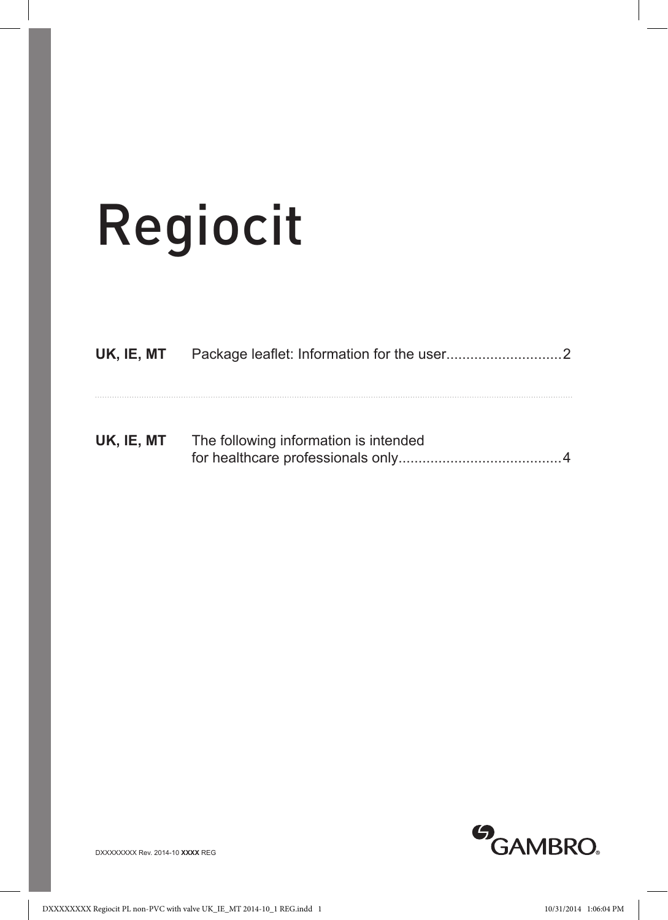# Regiocit

| | | |
|---|---|---|
| **UK, IE, MT** | Package leaflet: Information for the user | 2 |
| **UK, IE, MT** | The following information is intended for healthcare professionals only | 4 |

DXXXXXXXX Rev. 2014-10 **XXXX** REG

GAMBRO®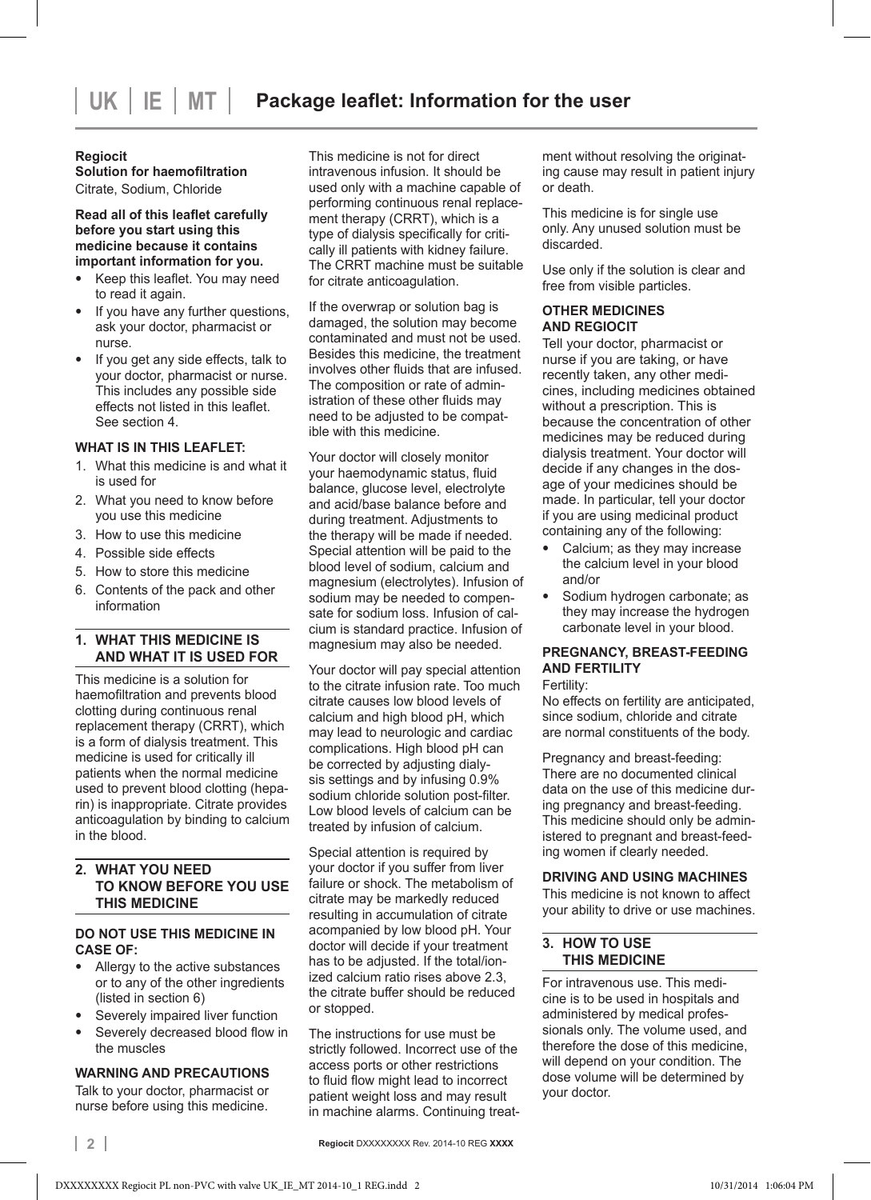# Package leaflet: Information for the user

**Regiocit**
**Solution for haemofiltration**
Citrate, Sodium, Chloride

**Read all of this leaflet carefully before you start using this medicine because it contains important information for you.**

- Keep this leaflet. You may need to read it again.
- If you have any further questions, ask your doctor, pharmacist or nurse.
- If you get any side effects, talk to your doctor, pharmacist or nurse. This includes any possible side effects not listed in this leaflet. See section 4.

**WHAT IS IN THIS LEAFLET:**

1. What this medicine is and what it is used for
2. What you need to know before you use this medicine
3. How to use this medicine
4. Possible side effects
5. How to store this medicine
6. Contents of the pack and other information

## 1. WHAT THIS MEDICINE IS AND WHAT IT IS USED FOR

This medicine is a solution for haemofiltration and prevents blood clotting during continuous renal replacement therapy (CRRT), which is a form of dialysis treatment. This medicine is used for critically ill patients when the normal medicine used to prevent blood clotting (heparin) is inappropriate. Citrate provides anticoagulation by binding to calcium in the blood.

## 2. WHAT YOU NEED TO KNOW BEFORE YOU USE THIS MEDICINE

### DO NOT USE THIS MEDICINE IN CASE OF:

- Allergy to the active substances or to any of the other ingredients (listed in section 6)
- Severely impaired liver function
- Severely decreased blood flow in the muscles

### WARNING AND PRECAUTIONS

Talk to your doctor, pharmacist or nurse before using this medicine.

This medicine is not for direct intravenous infusion. It should be used only with a machine capable of performing continuous renal replacement therapy (CRRT), which is a type of dialysis specifically for critically ill patients with kidney failure. The CRRT machine must be suitable for citrate anticoagulation.

If the overwrap or solution bag is damaged, the solution may become contaminated and must not be used. Besides this medicine, the treatment involves other fluids that are infused. The composition or rate of administration of these other fluids may need to be adjusted to be compatible with this medicine.

Your doctor will closely monitor your haemodynamic status, fluid balance, glucose level, electrolyte and acid/base balance before and during treatment. Adjustments to the therapy will be made if needed. Special attention will be paid to the blood level of sodium, calcium and magnesium (electrolytes). Infusion of sodium may be needed to compensate for sodium loss. Infusion of calcium is standard practice. Infusion of magnesium may also be needed.

Your doctor will pay special attention to the citrate infusion rate. Too much citrate causes low blood levels of calcium and high blood pH, which may lead to neurologic and cardiac complications. High blood pH can be corrected by adjusting dialysis settings and by infusing 0.9% sodium chloride solution post-filter. Low blood levels of calcium can be treated by infusion of calcium.

Special attention is required by your doctor if you suffer from liver failure or shock. The metabolism of citrate may be markedly reduced resulting in accumulation of citrate acompanied by low blood pH. Your doctor will decide if your treatment has to be adjusted. If the total/ionized calcium ratio rises above 2.3, the citrate buffer should be reduced or stopped.

The instructions for use must be strictly followed. Incorrect use of the access ports or other restrictions to fluid flow might lead to incorrect patient weight loss and may result in machine alarms. Continuing treatment without resolving the originating cause may result in patient injury or death.

This medicine is for single use only. Any unused solution must be discarded.

Use only if the solution is clear and free from visible particles.

### OTHER MEDICINES AND REGIOCIT

Tell your doctor, pharmacist or nurse if you are taking, or have recently taken, any other medicines, including medicines obtained without a prescription. This is because the concentration of other medicines may be reduced during dialysis treatment. Your doctor will decide if any changes in the dosage of your medicines should be made. In particular, tell your doctor if you are using medicinal product containing any of the following:

- Calcium; as they may increase the calcium level in your blood and/or
- Sodium hydrogen carbonate; as they may increase the hydrogen carbonate level in your blood.

### PREGNANCY, BREAST-FEEDING AND FERTILITY

Fertility:
No effects on fertility are anticipated, since sodium, chloride and citrate are normal constituents of the body.

Pregnancy and breast-feeding:
There are no documented clinical data on the use of this medicine during pregnancy and breast-feeding. This medicine should only be administered to pregnant and breast-feeding women if clearly needed.

### DRIVING AND USING MACHINES

This medicine is not known to affect your ability to drive or use machines.

## 3. HOW TO USE THIS MEDICINE

For intravenous use. This medicine is to be used in hospitals and administered by medical professionals only. The volume used, and therefore the dose of this medicine, will depend on your condition. The dose volume will be determined by your doctor.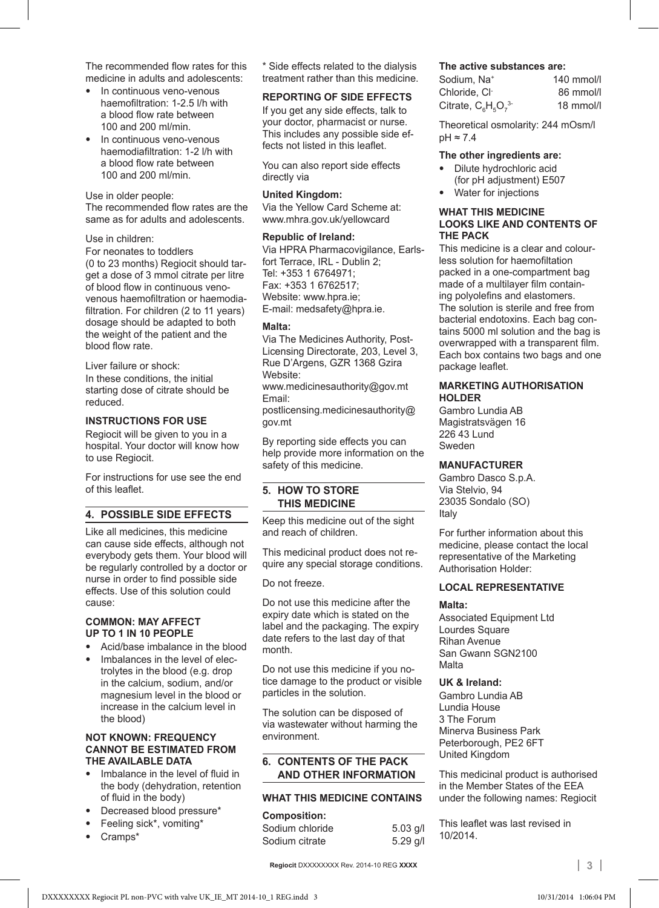The recommended flow rates for this medicine in adults and adolescents:

- In continuous veno-venous haemofiltration: 1-2.5 l/h with a blood flow rate between 100 and 200 ml/min.
- In continuous veno-venous haemodiafiltration: 1-2 l/h with a blood flow rate between 100 and 200 ml/min.

Use in older people:
The recommended flow rates are the same as for adults and adolescents.

Use in children:
For neonates to toddlers (0 to 23 months) Regiocit should target a dose of 3 mmol citrate per litre of blood flow in continuous veno-venous haemofiltration or haemodiafiltration. For children (2 to 11 years) dosage should be adapted to both the weight of the patient and the blood flow rate.

Liver failure or shock:
In these conditions, the initial starting dose of citrate should be reduced.

### INSTRUCTIONS FOR USE

Regiocit will be given to you in a hospital. Your doctor will know how to use Regiocit.

For instructions for use see the end of this leaflet.

## 4. POSSIBLE SIDE EFFECTS

Like all medicines, this medicine can cause side effects, although not everybody gets them. Your blood will be regularly controlled by a doctor or nurse in order to find possible side effects. Use of this solution could cause:

### COMMON: MAY AFFECT UP TO 1 IN 10 PEOPLE

- Acid/base imbalance in the blood
- Imbalances in the level of electrolytes in the blood (e.g. drop in the calcium, sodium, and/or magnesium level in the blood or increase in the calcium level in the blood)

### NOT KNOWN: FREQUENCY CANNOT BE ESTIMATED FROM THE AVAILABLE DATA

- Imbalance in the level of fluid in the body (dehydration, retention of fluid in the body)
- Decreased blood pressure*
- Feeling sick*, vomiting*
- Cramps*

* Side effects related to the dialysis treatment rather than this medicine.

### REPORTING OF SIDE EFFECTS

If you get any side effects, talk to your doctor, pharmacist or nurse. This includes any possible side effects not listed in this leaflet.

You can also report side effects directly via

**United Kingdom:**
Via the Yellow Card Scheme at: www.mhra.gov.uk/yellowcard

**Republic of Ireland:**
Via HPRA Pharmacovigilance, Earlsfort Terrace, IRL - Dublin 2;
Tel: +353 1 6764971;
Fax: +353 1 6762517;
Website: www.hpra.ie;
E-mail: medsafety@hpra.ie.

**Malta:**
Via The Medicines Authority, Post-Licensing Directorate, 203, Level 3, Rue D'Argens, GZR 1368 Gzira
Website:
www.medicinesauthority@gov.mt
Email:
postlicensing.medicinesauthority@gov.mt

By reporting side effects you can help provide more information on the safety of this medicine.

## 5. HOW TO STORE THIS MEDICINE

Keep this medicine out of the sight and reach of children.

This medicinal product does not require any special storage conditions.

Do not freeze.

Do not use this medicine after the expiry date which is stated on the label and the packaging. The expiry date refers to the last day of that month.

Do not use this medicine if you notice damage to the product or visible particles in the solution.

The solution can be disposed of via wastewater without harming the environment.

## 6. CONTENTS OF THE PACK AND OTHER INFORMATION

### WHAT THIS MEDICINE CONTAINS

**Composition:**

| | |
|---|---|
| Sodium chloride | 5.03 g/l |
| Sodium citrate | 5.29 g/l |

**The active substances are:**

| | |
|---|---|
| Sodium, $Na^+$ | 140 mmol/l |
| Chloride, $Cl^-$ | 86 mmol/l |
| Citrate, $C_6H_5O_7^{3-}$ | 18 mmol/l |

Theoretical osmolarity: 244 mOsm/l
pH ≈ 7.4

**The other ingredients are:**

- Dilute hydrochloric acid (for pH adjustment) E507
- Water for injections

### WHAT THIS MEDICINE LOOKS LIKE AND CONTENTS OF THE PACK

This medicine is a clear and colourless solution for haemofiltation packed in a one-compartment bag made of a multilayer film containing polyolefins and elastomers. The solution is sterile and free from bacterial endotoxins. Each bag contains 5000 ml solution and the bag is overwrapped with a transparent film. Each box contains two bags and one package leaflet.

### MARKETING AUTHORISATION HOLDER

Gambro Lundia AB
Magistratsvägen 16
226 43 Lund
Sweden

### MANUFACTURER

Gambro Dasco S.p.A.
Via Stelvio, 94
23035 Sondalo (SO)
Italy

For further information about this medicine, please contact the local representative of the Marketing Authorisation Holder:

### LOCAL REPRESENTATIVE

**Malta:**
Associated Equipment Ltd
Lourdes Square
Rihan Avenue
San Gwann SGN2100
Malta

**UK & Ireland:**
Gambro Lundia AB
Lundia House
3 The Forum
Minerva Business Park
Peterborough, PE2 6FT
United Kingdom

This medicinal product is authorised in the Member States of the EEA under the following names: Regiocit

This leaflet was last revised in 10/2014.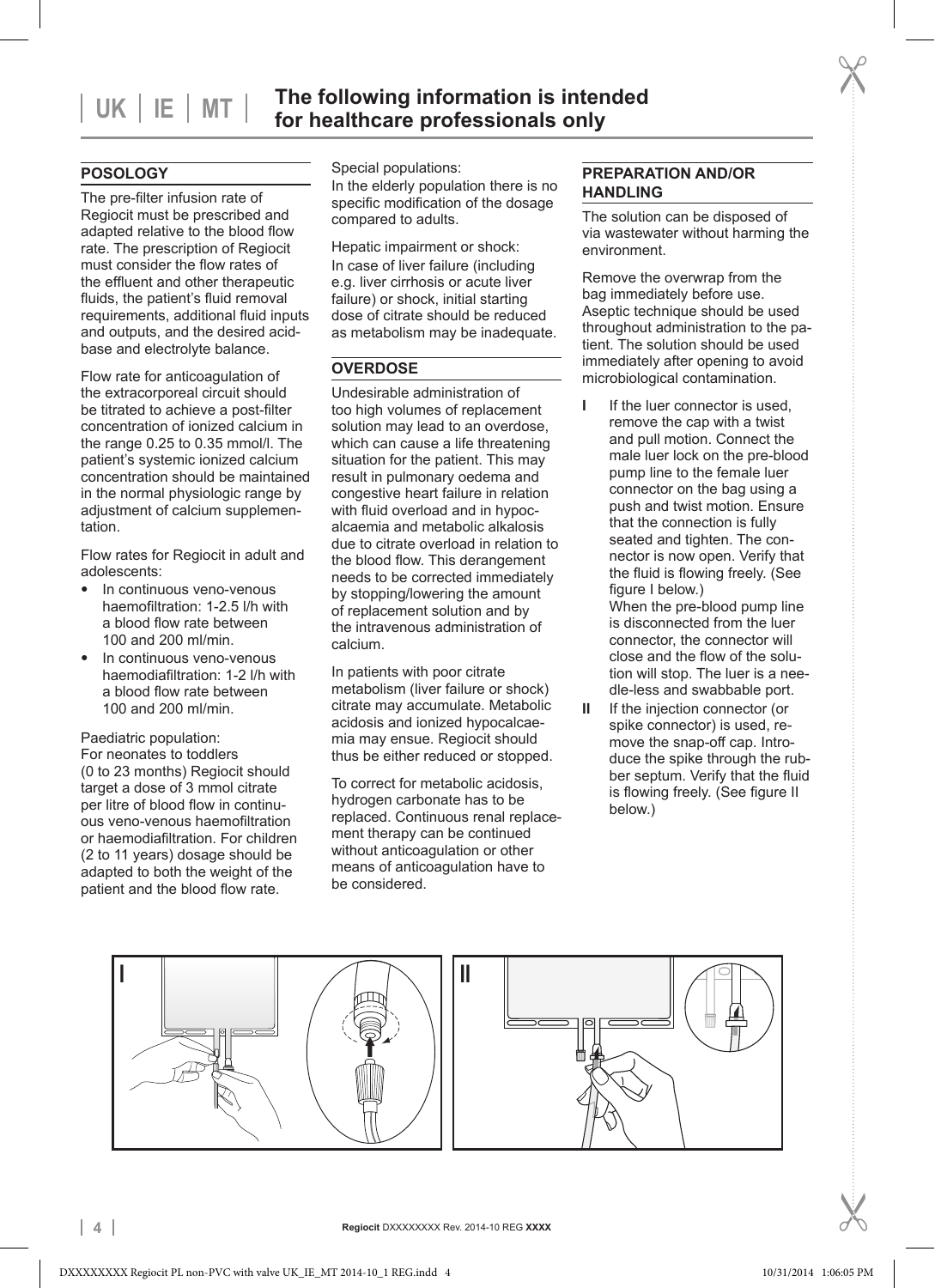UK | IE | MT

# The following information is intended for healthcare professionals only

## POSOLOGY

The pre-filter infusion rate of Regiocit must be prescribed and adapted relative to the blood flow rate. The prescription of Regiocit must consider the flow rates of the effluent and other therapeutic fluids, the patient's fluid removal requirements, additional fluid inputs and outputs, and the desired acid-base and electrolyte balance.

Flow rate for anticoagulation of the extracorporeal circuit should be titrated to achieve a post-filter concentration of ionized calcium in the range 0.25 to 0.35 mmol/l. The patient's systemic ionized calcium concentration should be maintained in the normal physiologic range by adjustment of calcium supplementation.

Flow rates for Regiocit in adult and adolescents:

- In continuous veno-venous haemofiltration: 1-2.5 l/h with a blood flow rate between 100 and 200 ml/min.
- In continuous veno-venous haemodiafiltration: 1-2 l/h with a blood flow rate between 100 and 200 ml/min.

Paediatric population:
For neonates to toddlers (0 to 23 months) Regiocit should target a dose of 3 mmol citrate per litre of blood flow in continuous veno-venous haemofiltration or haemodiafiltration. For children (2 to 11 years) dosage should be adapted to both the weight of the patient and the blood flow rate.

Special populations:
In the elderly population there is no specific modification of the dosage compared to adults.

Hepatic impairment or shock:
In case of liver failure (including e.g. liver cirrhosis or acute liver failure) or shock, initial starting dose of citrate should be reduced as metabolism may be inadequate.

## OVERDOSE

Undesirable administration of too high volumes of replacement solution may lead to an overdose, which can cause a life threatening situation for the patient. This may result in pulmonary oedema and congestive heart failure in relation with fluid overload and in hypocalcaemia and metabolic alkalosis due to citrate overload in relation to the blood flow. This derangement needs to be corrected immediately by stopping/lowering the amount of replacement solution and by the intravenous administration of calcium.

In patients with poor citrate metabolism (liver failure or shock) citrate may accumulate. Metabolic acidosis and ionized hypocalcaemia may ensue. Regiocit should thus be either reduced or stopped.

To correct for metabolic acidosis, hydrogen carbonate has to be replaced. Continuous renal replacement therapy can be continued without anticoagulation or other means of anticoagulation have to be considered.

## PREPARATION AND/OR HANDLING

The solution can be disposed of via wastewater without harming the environment.

Remove the overwrap from the bag immediately before use. Aseptic technique should be used throughout administration to the patient. The solution should be used immediately after opening to avoid microbiological contamination.

**I** If the luer connector is used, remove the cap with a twist and pull motion. Connect the male luer lock on the pre-blood pump line to the female luer connector on the bag using a push and twist motion. Ensure that the connection is fully seated and tighten. The connector is now open. Verify that the fluid is flowing freely. (See figure I below.)
When the pre-blood pump line is disconnected from the luer connector, the connector will close and the flow of the solution will stop. The luer is a needle-less and swabbable port.

**II** If the injection connector (or spike connector) is used, remove the snap-off cap. Introduce the spike through the rubber septum. Verify that the fluid is flowing freely. (See figure II below.)

I

II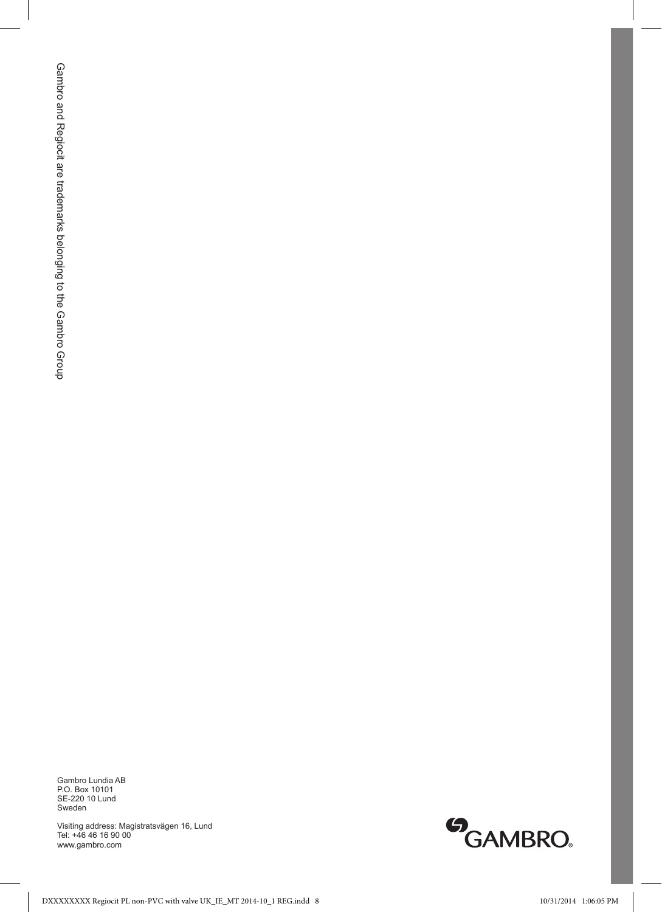Gambro and Regiocit are trademarks belonging to the Gambro Group

Gambro Lundia AB
P.O. Box 10101
SE-220 10 Lund
Sweden

Visiting address: Magistratsvägen 16, Lund
Tel: +46 46 16 90 00
www.gambro.com

GAMBRO®